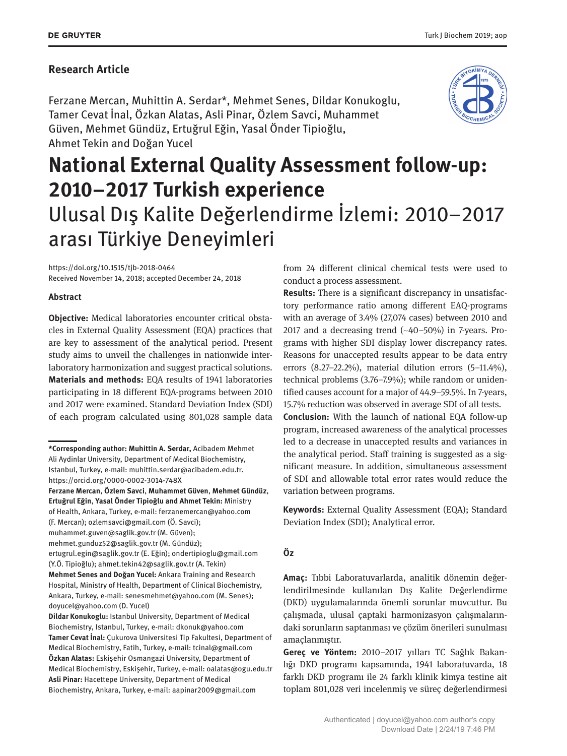**Research Article**

Ferzane Mercan, Muhittin A. Serdar*, Mehmet Senes, Dildar Konukoglu, Tamer Cevat İnal, Özkan Alatas, Asli Pinar, Özlem Savci, Muhammet Güven, Mehmet Gündüz, Ertuğrul Eğin, Yasal Önder Tipioğlu, Ahmet Tekin and Doğan Yucel

# National External Quality Assessment follow-up: 2010–2017 Turkish experience

# Ulusal Dış Kalite Değerlendirme İzlemi: 2010–2017 arası Türkiye Deneyimleri

https://doi.org/10.1515/tjb-2018-0464
Received November 14, 2018; accepted December 24, 2018

### Abstract

**Objective:** Medical laboratories encounter critical obstacles in External Quality Assessment (EQA) practices that are key to assessment of the analytical period. Present study aims to unveil the challenges in nationwide interlaboratory harmonization and suggest practical solutions.

**Materials and methods:** EQA results of 1941 laboratories participating in 18 different EQA-programs between 2010 and 2017 were examined. Standard Deviation Index (SDI) of each program calculated using 801,028 sample data from 24 different clinical chemical tests were used to conduct a process assessment.

**Results:** There is a significant discrepancy in unsatisfactory performance ratio among different EAQ-programs with an average of 3.4% (27,074 cases) between 2010 and 2017 and a decreasing trend (~40–50%) in 7-years. Programs with higher SDI display lower discrepancy rates. Reasons for unaccepted results appear to be data entry errors (8.27–22.2%), material dilution errors (5–11.4%), technical problems (3.76–7.9%); while random or unidentified causes account for a major of 44.9–59.5%. In 7-years, 15.7% reduction was observed in average SDI of all tests.

**Conclusion:** With the launch of national EQA follow-up program, increased awareness of the analytical processes led to a decrease in unaccepted results and variances in the analytical period. Staff training is suggested as a significant measure. In addition, simultaneous assessment of SDI and allowable total error rates would reduce the variation between programs.

**Keywords:** External Quality Assessment (EQA); Standard Deviation Index (SDI); Analytical error.

### Öz

**Amaç:** Tıbbi Laboratuvarlarda, analitik dönemin değerlendirilmesinde kullanılan Dış Kalite Değerlendirme (DKD) uygulamalarında önemli sorunlar mevcuttur. Bu çalışmada, ulusal çaptaki harmonizasyon çalışmalarındaki sorunların saptanması ve çözüm önerileri sunulması amaçlanmıştır.

**Gereç ve Yöntem:** 2010–2017 yılları TC Sağlık Bakanlığı DKD programı kapsamında, 1941 laboratuvarda, 18 farklı DKD programı ile 24 farklı klinik kimya testine ait toplam 801,028 veri incelenmiş ve süreç değerlendirmesi

---

**\*Corresponding author: Muhittin A. Serdar,** Acibadem Mehmet Ali Aydinlar University, Department of Medical Biochemistry, Istanbul, Turkey, e-mail: muhittin.serdar@acibadem.edu.tr. https://orcid.org/0000-0002-3014-748X

**Ferzane Mercan, Özlem Savci, Muhammet Güven, Mehmet Gündüz, Ertuğrul Eğin, Yasal Önder Tipioğlu and Ahmet Tekin:** Ministry of Health, Ankara, Turkey, e-mail: ferzanemercan@yahoo.com (F. Mercan); ozlemsavci@gmail.com (Ö. Savci); muhammet.guven@saglik.gov.tr (M. Güven); mehmet.gunduz52@saglik.gov.tr (M. Gündüz); ertugrul.egin@saglik.gov.tr (E. Eğin); ondertipioglu@gmail.com (Y.Ö. Tipioğlu); ahmet.tekin42@saglik.gov.tr (A. Tekin)

**Mehmet Senes and Doğan Yucel:** Ankara Training and Research Hospital, Ministry of Health, Department of Clinical Biochemistry, Ankara, Turkey, e-mail: senesmehmet@yahoo.com (M. Senes); doyucel@yahoo.com (D. Yucel)

**Dildar Konukoglu:** Istanbul University, Department of Medical Biochemistry, Istanbul, Turkey, e-mail: dkonuk@yahoo.com

**Tamer Cevat İnal:** Çukurova Universitesi Tip Fakultesi, Department of Medical Biochemistry, Fatih, Turkey, e-mail: tcinal@gmail.com

**Özkan Alatas:** Eskişehir Osmangazi University, Department of Medical Biochemistry, Eskişehir, Turkey, e-mail: oalatas@ogu.edu.tr

**Asli Pinar:** Hacettepe University, Department of Medical Biochemistry, Ankara, Turkey, e-mail: aapinar2009@gmail.com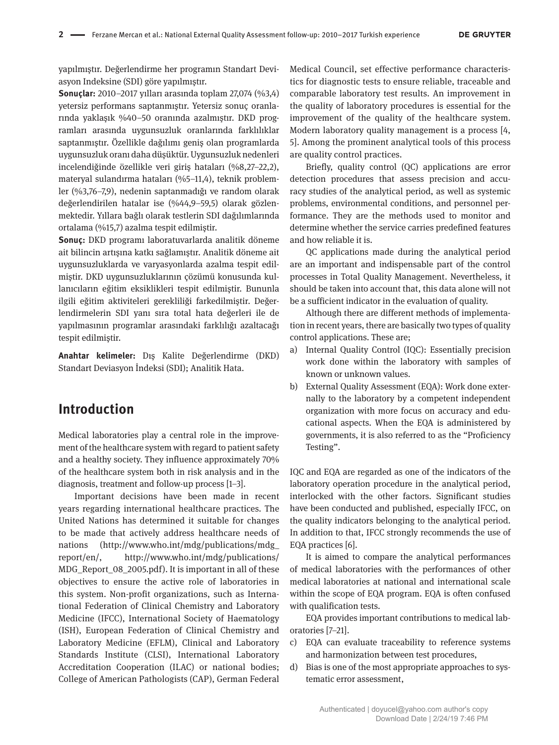yapılmıştır. Değerlendirme her programın Standart Deviasyon Indeksine (SDI) göre yapılmıştır.

**Sonuçlar:** 2010–2017 yılları arasında toplam 27,074 (%3,4) yetersiz performans saptanmıştır. Yetersiz sonuç oranlarında yaklaşık %40–50 oranında azalmıştır. DKD programları arasında uygunsuzluk oranlarında farklılıklar saptanmıştır. Özellikle dağılımı geniş olan programlarda uygunsuzluk oranı daha düşüktür. Uygunsuzluk nedenleri incelendiğinde özellikle veri giriş hataları (%8,27–22,2), materyal sulandırma hataları (%5–11,4), teknik problemler (%3,76–7,9), nedenin saptanmadığı ve random olarak değerlendirilen hatalar ise (%44,9–59,5) olarak gözlenmektedir. Yıllara bağlı olarak testlerin SDI dağılımlarında ortalama (%15,7) azalma tespit edilmiştir.

**Sonuç:** DKD programı laboratuvarlarda analitik döneme ait bilincin artışına katkı sağlamıştır. Analitik döneme ait uygunsuzluklarda ve varyasyonlarda azalma tespit edilmiştir. DKD uygunsuzluklarının çözümü konusunda kullanıcıların eğitim eksiklikleri tespit edilmiştir. Bununla ilgili eğitim aktiviteleri gerekliliği farkedilmiştir. Değerlendirmelerin SDI yanı sıra total hata değerleri ile de yapılmasının programlar arasındaki farklılığı azaltacağı tespit edilmiştir.

**Anahtar kelimeler:** Dış Kalite Değerlendirme (DKD) Standart Deviasyon İndeksi (SDI); Analitik Hata.

## Introduction

Medical laboratories play a central role in the improvement of the healthcare system with regard to patient safety and a healthy society. They influence approximately 70% of the healthcare system both in risk analysis and in the diagnosis, treatment and follow-up process [1–3].

Important decisions have been made in recent years regarding international healthcare practices. The United Nations has determined it suitable for changes to be made that actively address healthcare needs of nations (http://www.who.int/mdg/publications/mdg_report/en/, http://www.who.int/mdg/publications/MDG_Report_08_2005.pdf). It is important in all of these objectives to ensure the active role of laboratories in this system. Non-profit organizations, such as International Federation of Clinical Chemistry and Laboratory Medicine (IFCC), International Society of Haematology (ISH), European Federation of Clinical Chemistry and Laboratory Medicine (EFLM), Clinical and Laboratory Standards Institute (CLSI), International Laboratory Accreditation Cooperation (ILAC) or national bodies; College of American Pathologists (CAP), German Federal Medical Council, set effective performance characteristics for diagnostic tests to ensure reliable, traceable and comparable laboratory test results. An improvement in the quality of laboratory procedures is essential for the improvement of the quality of the healthcare system. Modern laboratory quality management is a process [4, 5]. Among the prominent analytical tools of this process are quality control practices.

Briefly, quality control (QC) applications are error detection procedures that assess precision and accuracy studies of the analytical period, as well as systemic problems, environmental conditions, and personnel performance. They are the methods used to monitor and determine whether the service carries predefined features and how reliable it is.

QC applications made during the analytical period are an important and indispensable part of the control processes in Total Quality Management. Nevertheless, it should be taken into account that, this data alone will not be a sufficient indicator in the evaluation of quality.

Although there are different methods of implementation in recent years, there are basically two types of quality control applications. These are;

a) Internal Quality Control (IQC): Essentially precision work done within the laboratory with samples of known or unknown values.
b) External Quality Assessment (EQA): Work done externally to the laboratory by a competent independent organization with more focus on accuracy and educational aspects. When the EQA is administered by governments, it is also referred to as the "Proficiency Testing".

IQC and EQA are regarded as one of the indicators of the laboratory operation procedure in the analytical period, interlocked with the other factors. Significant studies have been conducted and published, especially IFCC, on the quality indicators belonging to the analytical period. In addition to that, IFCC strongly recommends the use of EQA practices [6].

It is aimed to compare the analytical performances of medical laboratories with the performances of other medical laboratories at national and international scale within the scope of EQA program. EQA is often confused with qualification tests.

EQA provides important contributions to medical laboratories [7–21].

c) EQA can evaluate traceability to reference systems and harmonization between test procedures,
d) Bias is one of the most appropriate approaches to systematic error assessment,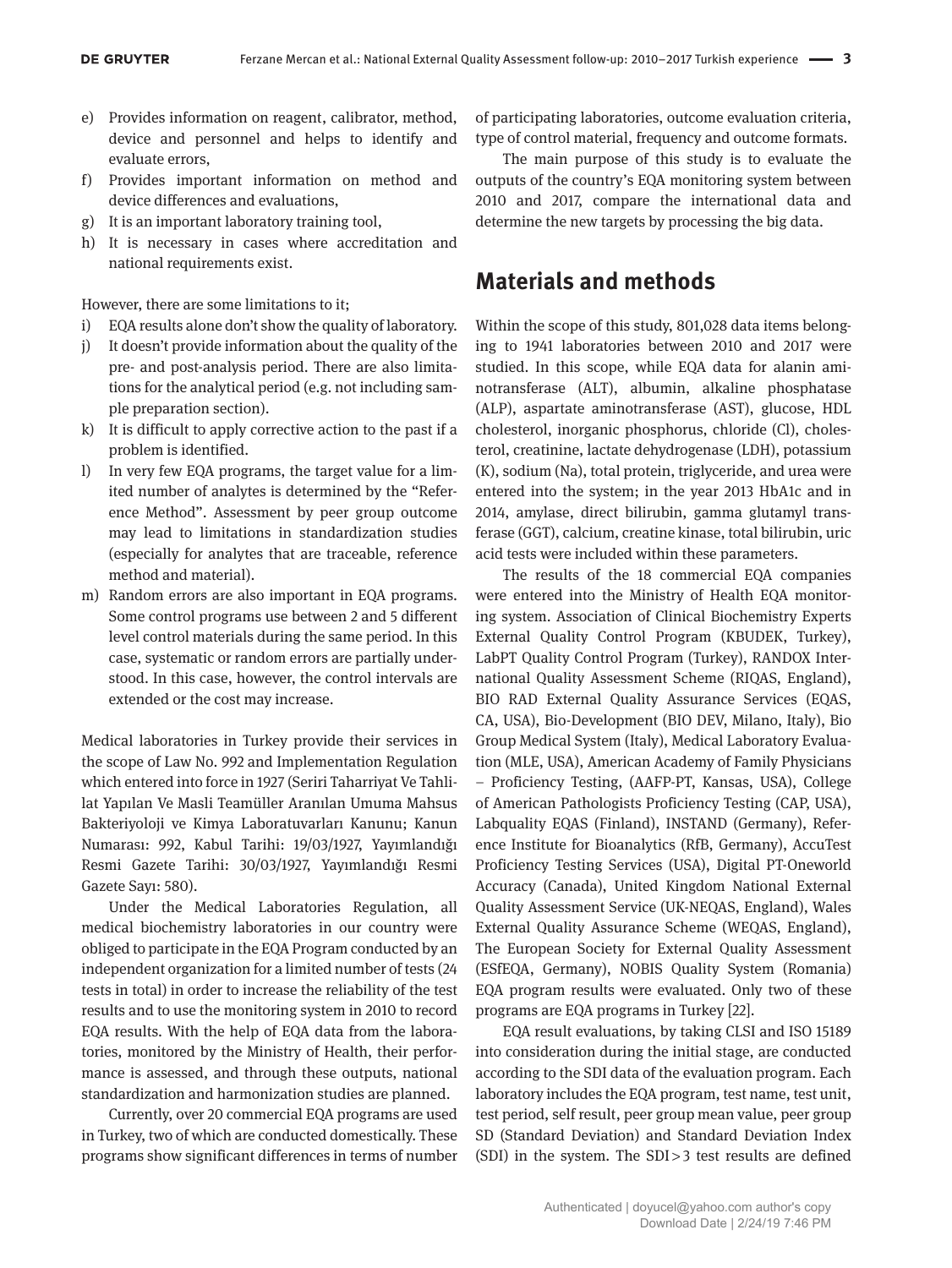e) Provides information on reagent, calibrator, method, device and personnel and helps to identify and evaluate errors,
f) Provides important information on method and device differences and evaluations,
g) It is an important laboratory training tool,
h) It is necessary in cases where accreditation and national requirements exist.

However, there are some limitations to it;

i) EQA results alone don't show the quality of laboratory.
j) It doesn't provide information about the quality of the pre- and post-analysis period. There are also limitations for the analytical period (e.g. not including sample preparation section).
k) It is difficult to apply corrective action to the past if a problem is identified.
l) In very few EQA programs, the target value for a limited number of analytes is determined by the "Reference Method". Assessment by peer group outcome may lead to limitations in standardization studies (especially for analytes that are traceable, reference method and material).
m) Random errors are also important in EQA programs. Some control programs use between 2 and 5 different level control materials during the same period. In this case, systematic or random errors are partially understood. In this case, however, the control intervals are extended or the cost may increase.

Medical laboratories in Turkey provide their services in the scope of Law No. 992 and Implementation Regulation which entered into force in 1927 (Seriri Taharriyat Ve Tahlilat Yapılan Ve Masli Teamüller Aranılan Umuma Mahsus Bakteriyoloji ve Kimya Laboratuvarları Kanunu; Kanun Numarası: 992, Kabul Tarihi: 19/03/1927, Yayımlandığı Resmi Gazete Tarihi: 30/03/1927, Yayımlandığı Resmi Gazete Sayı: 580).

Under the Medical Laboratories Regulation, all medical biochemistry laboratories in our country were obliged to participate in the EQA Program conducted by an independent organization for a limited number of tests (24 tests in total) in order to increase the reliability of the test results and to use the monitoring system in 2010 to record EQA results. With the help of EQA data from the laboratories, monitored by the Ministry of Health, their performance is assessed, and through these outputs, national standardization and harmonization studies are planned.

Currently, over 20 commercial EQA programs are used in Turkey, two of which are conducted domestically. These programs show significant differences in terms of number of participating laboratories, outcome evaluation criteria, type of control material, frequency and outcome formats.

The main purpose of this study is to evaluate the outputs of the country's EQA monitoring system between 2010 and 2017, compare the international data and determine the new targets by processing the big data.

## Materials and methods

Within the scope of this study, 801,028 data items belonging to 1941 laboratories between 2010 and 2017 were studied. In this scope, while EQA data for alanin aminotransferase (ALT), albumin, alkaline phosphatase (ALP), aspartate aminotransferase (AST), glucose, HDL cholesterol, inorganic phosphorus, chloride (Cl), cholesterol, creatinine, lactate dehydrogenase (LDH), potassium (K), sodium (Na), total protein, triglyceride, and urea were entered into the system; in the year 2013 HbA1c and in 2014, amylase, direct bilirubin, gamma glutamyl transferase (GGT), calcium, creatine kinase, total bilirubin, uric acid tests were included within these parameters.

The results of the 18 commercial EQA companies were entered into the Ministry of Health EQA monitoring system. Association of Clinical Biochemistry Experts External Quality Control Program (KBUDEK, Turkey), LabPT Quality Control Program (Turkey), RANDOX International Quality Assessment Scheme (RIQAS, England), BIO RAD External Quality Assurance Services (EQAS, CA, USA), Bio-Development (BIO DEV, Milano, Italy), Bio Group Medical System (Italy), Medical Laboratory Evaluation (MLE, USA), American Academy of Family Physicians – Proficiency Testing, (AAFP-PT, Kansas, USA), College of American Pathologists Proficiency Testing (CAP, USA), Labquality EQAS (Finland), INSTAND (Germany), Reference Institute for Bioanalytics (RfB, Germany), AccuTest Proficiency Testing Services (USA), Digital PT-Oneworld Accuracy (Canada), United Kingdom National External Quality Assessment Service (UK-NEQAS, England), Wales External Quality Assurance Scheme (WEQAS, England), The European Society for External Quality Assessment (ESfEQA, Germany), NOBIS Quality System (Romania) EQA program results were evaluated. Only two of these programs are EQA programs in Turkey [22].

EQA result evaluations, by taking CLSI and ISO 15189 into consideration during the initial stage, are conducted according to the SDI data of the evaluation program. Each laboratory includes the EQA program, test name, test unit, test period, self result, peer group mean value, peer group SD (Standard Deviation) and Standard Deviation Index (SDI) in the system. The SDI > 3 test results are defined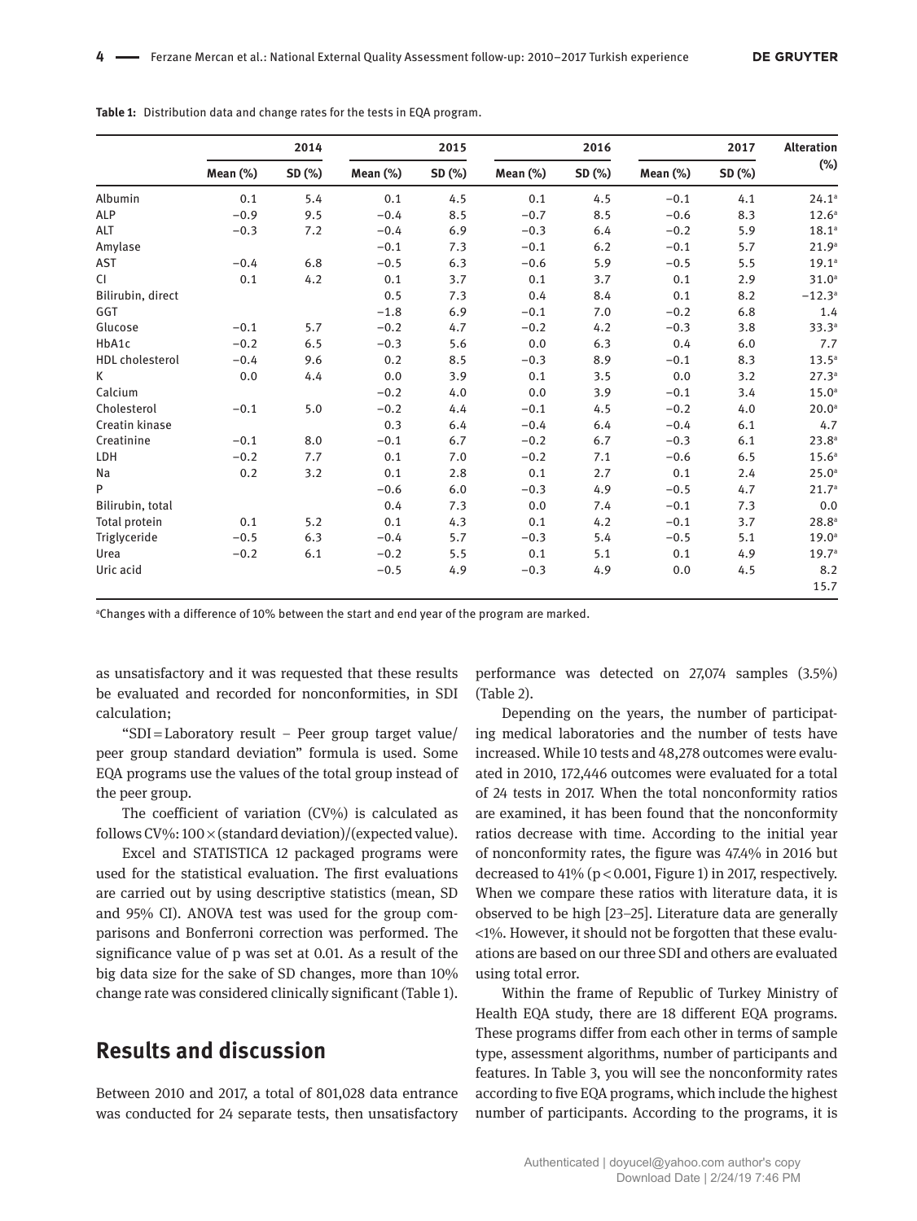**Table 1:** Distribution data and change rates for the tests in EQA program.

| | 2014 | | 2015 | | 2016 | | 2017 | | Alteration (%) |
|---|---|---|---|---|---|---|---|---|---|
| | Mean (%) | SD (%) | Mean (%) | SD (%) | Mean (%) | SD (%) | Mean (%) | SD (%) | |
| Albumin | 0.1 | 5.4 | 0.1 | 4.5 | 0.1 | 4.5 | −0.1 | 4.1 | 24.1[a] |
| ALP | −0.9 | 9.5 | −0.4 | 8.5 | −0.7 | 8.5 | −0.6 | 8.3 | 12.6[a] |
| ALT | −0.3 | 7.2 | −0.4 | 6.9 | −0.3 | 6.4 | −0.2 | 5.9 | 18.1[a] |
| Amylase | | | −0.1 | 7.3 | −0.1 | 6.2 | −0.1 | 5.7 | 21.9[a] |
| AST | −0.4 | 6.8 | −0.5 | 6.3 | −0.6 | 5.9 | −0.5 | 5.5 | 19.1[a] |
| Cl | 0.1 | 4.2 | 0.1 | 3.7 | 0.1 | 3.7 | 0.1 | 2.9 | 31.0[a] |
| Bilirubin, direct | | | 0.5 | 7.3 | 0.4 | 8.4 | 0.1 | 8.2 | −12.3[a] |
| GGT | | | −1.8 | 6.9 | −0.1 | 7.0 | −0.2 | 6.8 | 1.4 |
| Glucose | −0.1 | 5.7 | −0.2 | 4.7 | −0.2 | 4.2 | −0.3 | 3.8 | 33.3[a] |
| HbA1c | −0.2 | 6.5 | −0.3 | 5.6 | 0.0 | 6.3 | 0.4 | 6.0 | 7.7 |
| HDL cholesterol | −0.4 | 9.6 | 0.2 | 8.5 | −0.3 | 8.9 | −0.1 | 8.3 | 13.5[a] |
| K | 0.0 | 4.4 | 0.0 | 3.9 | 0.1 | 3.5 | 0.0 | 3.2 | 27.3[a] |
| Calcium | | | −0.2 | 4.0 | 0.0 | 3.9 | −0.1 | 3.4 | 15.0[a] |
| Cholesterol | −0.1 | 5.0 | −0.2 | 4.4 | −0.1 | 4.5 | −0.2 | 4.0 | 20.0[a] |
| Creatin kinase | | | 0.3 | 6.4 | −0.4 | 6.4 | −0.4 | 6.1 | 4.7 |
| Creatinine | −0.1 | 8.0 | −0.1 | 6.7 | −0.2 | 6.7 | −0.3 | 6.1 | 23.8[a] |
| LDH | −0.2 | 7.7 | 0.1 | 7.0 | −0.2 | 7.1 | −0.6 | 6.5 | 15.6[a] |
| Na | 0.2 | 3.2 | 0.1 | 2.8 | 0.1 | 2.7 | 0.1 | 2.4 | 25.0[a] |
| P | | | −0.6 | 6.0 | −0.3 | 4.9 | −0.5 | 4.7 | 21.7[a] |
| Bilirubin, total | | | 0.4 | 7.3 | 0.0 | 7.4 | −0.1 | 7.3 | 0.0 |
| Total protein | 0.1 | 5.2 | 0.1 | 4.3 | 0.1 | 4.2 | −0.1 | 3.7 | 28.8[a] |
| Triglyceride | −0.5 | 6.3 | −0.4 | 5.7 | −0.3 | 5.4 | −0.5 | 5.1 | 19.0[a] |
| Urea | −0.2 | 6.1 | −0.2 | 5.5 | 0.1 | 5.1 | 0.1 | 4.9 | 19.7[a] |
| Uric acid | | | −0.5 | 4.9 | −0.3 | 4.9 | 0.0 | 4.5 | 8.2 |
| | | | | | | | | | 15.7 |

[a]Changes with a difference of 10% between the start and end year of the program are marked.

as unsatisfactory and it was requested that these results be evaluated and recorded for nonconformities, in SDI calculation;

"SDI = Laboratory result − Peer group target value/peer group standard deviation" formula is used. Some EQA programs use the values of the total group instead of the peer group.

The coefficient of variation (CV%) is calculated as follows CV%: 100 × (standard deviation)/(expected value).

Excel and STATISTICA 12 packaged programs were used for the statistical evaluation. The first evaluations are carried out by using descriptive statistics (mean, SD and 95% CI). ANOVA test was used for the group comparisons and Bonferroni correction was performed. The significance value of p was set at 0.01. As a result of the big data size for the sake of SD changes, more than 10% change rate was considered clinically significant (Table 1).

## Results and discussion

Between 2010 and 2017, a total of 801,028 data entrance was conducted for 24 separate tests, then unsatisfactory performance was detected on 27,074 samples (3.5%) (Table 2).

Depending on the years, the number of participating medical laboratories and the number of tests have increased. While 10 tests and 48,278 outcomes were evaluated in 2010, 172,446 outcomes were evaluated for a total of 24 tests in 2017. When the total nonconformity ratios are examined, it has been found that the nonconformity ratios decrease with time. According to the initial year of nonconformity rates, the figure was 47.4% in 2016 but decreased to 41% ($p < 0.001$, Figure 1) in 2017, respectively. When we compare these ratios with literature data, it is observed to be high [23–25]. Literature data are generally <1%. However, it should not be forgotten that these evaluations are based on our three SDI and others are evaluated using total error.

Within the frame of Republic of Turkey Ministry of Health EQA study, there are 18 different EQA programs. These programs differ from each other in terms of sample type, assessment algorithms, number of participants and features. In Table 3, you will see the nonconformity rates according to five EQA programs, which include the highest number of participants. According to the programs, it is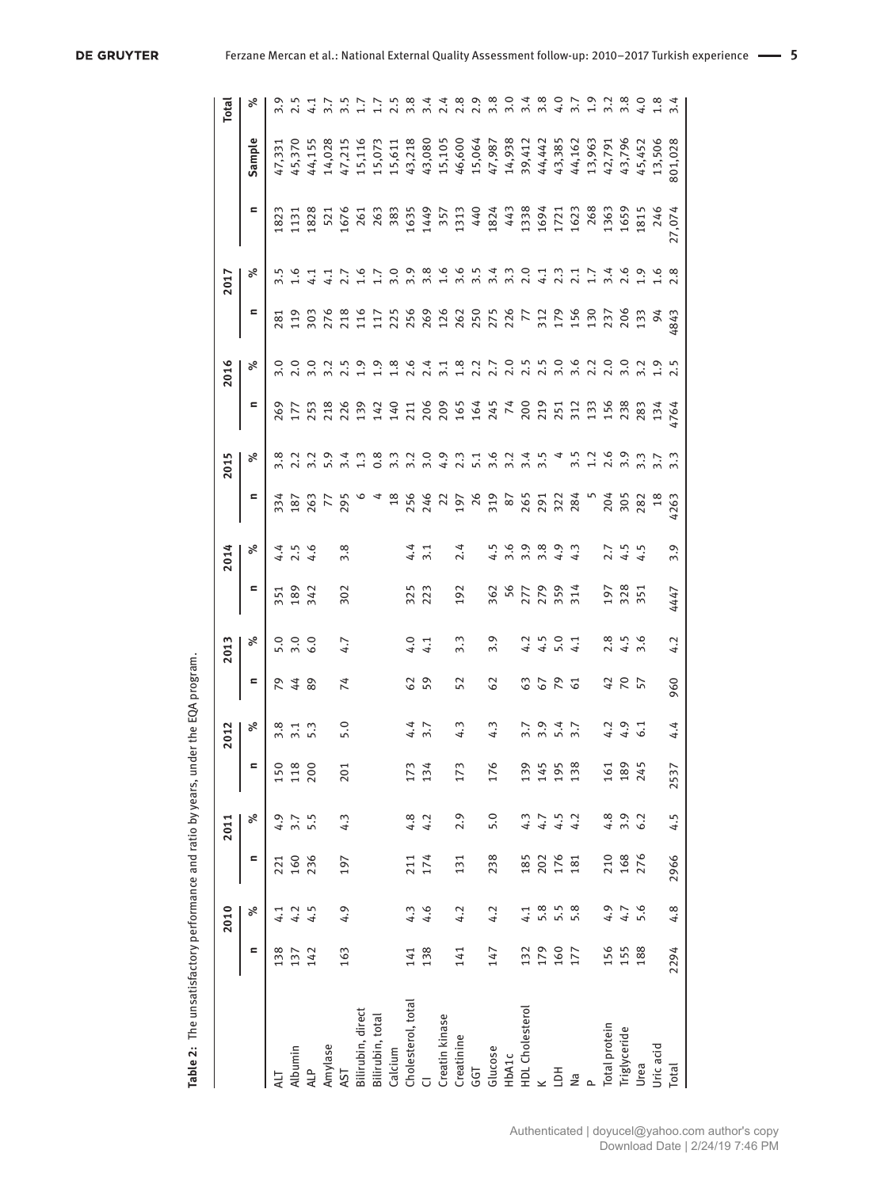**Table 2:** The unsatisfactory performance and ratio by years, under the EQA program.

| | 2010 | | 2011 | | 2012 | | 2013 | | 2014 | | 2015 | | 2016 | | 2017 | | Total | | |
|---|---|---|---|---|---|---|---|---|---|---|---|---|---|---|---|---|---|---|---|
| | n | % | n | % | n | % | n | % | n | % | n | % | n | % | n | % | n | Sample | % |
| ALT | 138 | 4.1 | 221 | 4.9 | 150 | 3.8 | 79 | 5.0 | 351 | 4.4 | 334 | 3.8 | 269 | 3.0 | 281 | 3.5 | 1823 | 47,331 | 3.9 |
| Albumin | 137 | 4.2 | 160 | 3.7 | 118 | 3.1 | 44 | 3.0 | 189 | 2.5 | 187 | 2.2 | 177 | 2.0 | 119 | 1.6 | 1131 | 45,370 | 2.5 |
| ALP | 142 | 4.5 | 236 | 5.5 | 200 | 5.3 | 89 | 6.0 | 342 | 4.6 | 263 | 3.2 | 253 | 3.0 | 303 | 4.1 | 1828 | 44,155 | 4.1 |
| Amylase | | | | | | | | | | | 77 | 5.9 | 218 | 3.2 | 276 | 4.1 | 521 | 14,028 | 3.7 |
| AST | 163 | 4.9 | 197 | 4.3 | 201 | 5.0 | 74 | 4.7 | 302 | 3.8 | 295 | 3.4 | 226 | 2.5 | 218 | 2.7 | 1676 | 47,215 | 3.5 |
| Bilirubin, direct | | | | | | | | | | | 6 | 1.3 | 139 | 1.9 | 116 | 1.6 | 261 | 15,116 | 1.7 |
| Bilirubin, total | | | | | | | | | | | 4 | 0.8 | 142 | 1.9 | 117 | 1.7 | 263 | 15,073 | 1.7 |
| Calcium | | | | | | | | | | | 18 | 3.3 | 140 | 1.8 | 225 | 3.0 | 383 | 15,611 | 2.5 |
| Cholesterol, total | 141 | 4.3 | 211 | 4.8 | 173 | 4.4 | 62 | 4.0 | 325 | 4.4 | 256 | 3.2 | 211 | 2.6 | 256 | 3.9 | 1635 | 43,218 | 3.8 |
| Cl | 138 | 4.6 | 174 | 4.2 | 134 | 3.7 | 59 | 4.1 | 223 | 3.1 | 246 | 3.0 | 206 | 2.4 | 269 | 3.8 | 1449 | 43,080 | 3.4 |
| Creatin kinase | | | | | | | | | | | 22 | 4.9 | 209 | 3.1 | 126 | 1.6 | 357 | 15,105 | 2.4 |
| Creatinine | 141 | 4.2 | 131 | 2.9 | 173 | 4.3 | 52 | 3.3 | 192 | 2.4 | 197 | 2.3 | 165 | 1.8 | 262 | 3.6 | 1313 | 46,600 | 2.8 |
| GGT | | | | | | | | | | | 26 | 5.1 | 164 | 2.2 | 250 | 3.5 | 440 | 15,064 | 2.9 |
| Glucose | 147 | 4.2 | 238 | 5.0 | 176 | 4.3 | 62 | 3.9 | 362 | 4.5 | 319 | 3.6 | 245 | 2.7 | 275 | 3.4 | 1824 | 47,987 | 3.8 |
| HbA1c | | | | | | | | | 56 | 3.6 | 87 | 3.2 | 74 | 2.0 | 226 | 3.3 | 443 | 14,938 | 3.0 |
| HDL Cholesterol | 132 | 4.1 | 185 | 4.3 | 139 | 3.7 | 63 | 4.2 | 277 | 3.9 | 265 | 3.4 | 200 | 2.5 | 77 | 2.0 | 1338 | 39,412 | 3.4 |
| K | 179 | 5.8 | 202 | 4.7 | 145 | 3.9 | 67 | 4.5 | 279 | 3.8 | 291 | 3.5 | 219 | 2.5 | 312 | 4.1 | 1694 | 44,442 | 3.8 |
| LDH | 160 | 5.5 | 176 | 4.5 | 195 | 5.4 | 79 | 5.0 | 359 | 4.9 | 322 | 4 | 251 | 3.0 | 179 | 2.3 | 1721 | 43,385 | 4.0 |
| Na | 177 | 5.8 | 181 | 4.2 | 138 | 3.7 | 61 | 4.1 | 314 | 4.3 | 284 | 3.5 | 312 | 3.6 | 156 | 2.1 | 1623 | 44,162 | 3.7 |
| P | | | | | | | | | | | 5 | 1.2 | 133 | 2.2 | 130 | 1.7 | 268 | 13,963 | 1.9 |
| Total protein | 156 | 4.9 | 210 | 4.8 | 161 | 4.2 | 42 | 2.8 | 197 | 2.7 | 204 | 2.6 | 156 | 2.0 | 237 | 3.4 | 1363 | 42,791 | 3.2 |
| Triglyceride | 155 | 4.7 | 168 | 3.9 | 189 | 4.9 | 70 | 4.5 | 328 | 4.5 | 305 | 3.9 | 238 | 3.0 | 206 | 2.6 | 1659 | 43,796 | 3.8 |
| Urea | 188 | 5.6 | 276 | 6.2 | 245 | 6.1 | 57 | 3.6 | 351 | 4.5 | 282 | 3.3 | 283 | 3.2 | 133 | 1.9 | 1815 | 45,452 | 4.0 |
| Uric acid | | | | | | | | | | | 18 | 3.7 | 134 | 1.9 | 94 | 1.6 | 246 | 13,506 | 1.8 |
| Total | 2294 | 4.8 | 2966 | 4.5 | 2537 | 4.4 | 960 | 4.2 | 4447 | 3.9 | 4263 | 3.3 | 4764 | 2.5 | 4843 | 2.8 | 27,074 | 801,028 | 3.4 |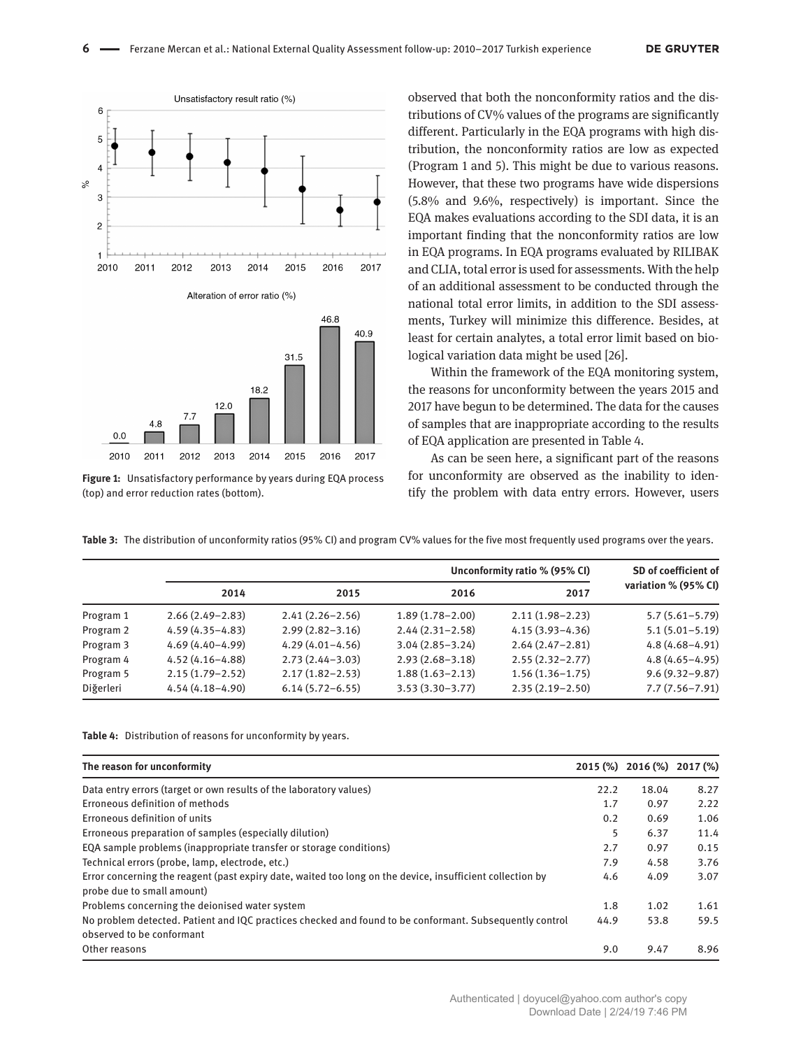Figure 1: Unsatisfactory performance by years during EQA process (top) and error reduction rates (bottom).

observed that both the nonconformity ratios and the distributions of CV% values of the programs are significantly different. Particularly in the EQA programs with high distribution, the nonconformity ratios are low as expected (Program 1 and 5). This might be due to various reasons. However, that these two programs have wide dispersions (5.8% and 9.6%, respectively) is important. Since the EQA makes evaluations according to the SDI data, it is an important finding that the nonconformity ratios are low in EQA programs. In EQA programs evaluated by RILIBAK and CLIA, total error is used for assessments. With the help of an additional assessment to be conducted through the national total error limits, in addition to the SDI assessments, Turkey will minimize this difference. Besides, at least for certain analytes, a total error limit based on biological variation data might be used [26].

Within the framework of the EQA monitoring system, the reasons for unconformity between the years 2015 and 2017 have begun to be determined. The data for the causes of samples that are inappropriate according to the results of EQA application are presented in Table 4.

As can be seen here, a significant part of the reasons for unconformity are observed as the inability to identify the problem with data entry errors. However, users

**Table 3:** The distribution of unconformity ratios (95% CI) and program CV% values for the five most frequently used programs over the years.

| | Unconformity ratio % (95% CI) | | | | SD of coefficient of variation % (95% CI) |
|---|---|---|---|---|---|
| | 2014 | 2015 | 2016 | 2017 | |
| Program 1 | 2.66 (2.49–2.83) | 2.41 (2.26–2.56) | 1.89 (1.78–2.00) | 2.11 (1.98–2.23) | 5.7 (5.61–5.79) |
| Program 2 | 4.59 (4.35–4.83) | 2.99 (2.82–3.16) | 2.44 (2.31–2.58) | 4.15 (3.93–4.36) | 5.1 (5.01–5.19) |
| Program 3 | 4.69 (4.40–4.99) | 4.29 (4.01–4.56) | 3.04 (2.85–3.24) | 2.64 (2.47–2.81) | 4.8 (4.68–4.91) |
| Program 4 | 4.52 (4.16–4.88) | 2.73 (2.44–3.03) | 2.93 (2.68–3.18) | 2.55 (2.32–2.77) | 4.8 (4.65–4.95) |
| Program 5 | 2.15 (1.79–2.52) | 2.17 (1.82–2.53) | 1.88 (1.63–2.13) | 1.56 (1.36–1.75) | 9.6 (9.32–9.87) |
| Diğerleri | 4.54 (4.18–4.90) | 6.14 (5.72–6.55) | 3.53 (3.30–3.77) | 2.35 (2.19–2.50) | 7.7 (7.56–7.91) |

**Table 4:** Distribution of reasons for unconformity by years.

| The reason for unconformity | 2015 (%) | 2016 (%) | 2017 (%) |
|---|---|---|---|
| Data entry errors (target or own results of the laboratory values) | 22.2 | 18.04 | 8.27 |
| Erroneous definition of methods | 1.7 | 0.97 | 2.22 |
| Erroneous definition of units | 0.2 | 0.69 | 1.06 |
| Erroneous preparation of samples (especially dilution) | 5 | 6.37 | 11.4 |
| EQA sample problems (inappropriate transfer or storage conditions) | 2.7 | 0.97 | 0.15 |
| Technical errors (probe, lamp, electrode, etc.) | 7.9 | 4.58 | 3.76 |
| Error concerning the reagent (past expiry date, waited too long on the device, insufficient collection by probe due to small amount) | 4.6 | 4.09 | 3.07 |
| Problems concerning the deionised water system | 1.8 | 1.02 | 1.61 |
| No problem detected. Patient and IQC practices checked and found to be conformant. Subsequently control observed to be conformant | 44.9 | 53.8 | 59.5 |
| Other reasons | 9.0 | 9.47 | 8.96 |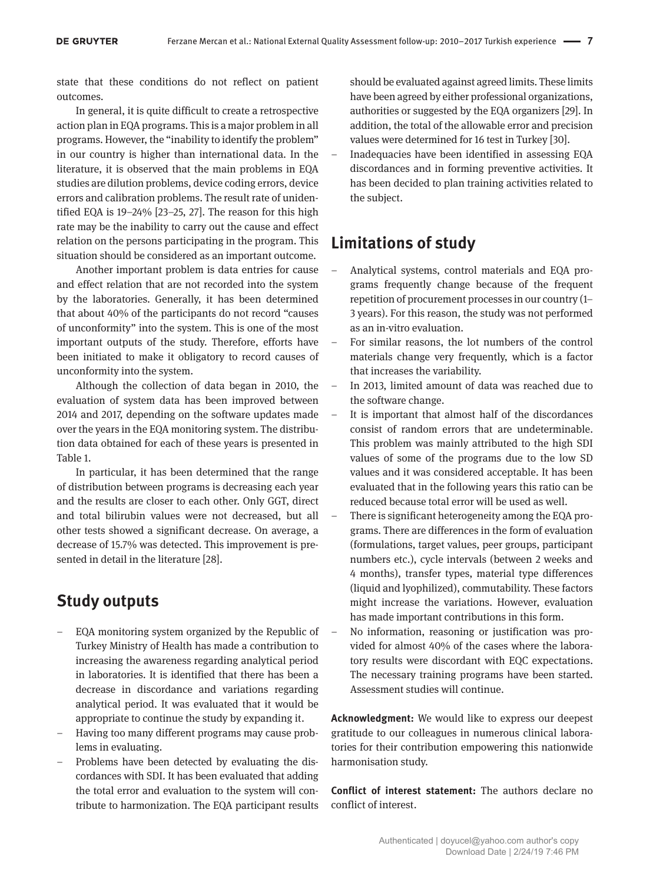state that these conditions do not reflect on patient outcomes.

In general, it is quite difficult to create a retrospective action plan in EQA programs. This is a major problem in all programs. However, the "inability to identify the problem" in our country is higher than international data. In the literature, it is observed that the main problems in EQA studies are dilution problems, device coding errors, device errors and calibration problems. The result rate of unidentified EQA is 19–24% [23–25, 27]. The reason for this high rate may be the inability to carry out the cause and effect relation on the persons participating in the program. This situation should be considered as an important outcome.

Another important problem is data entries for cause and effect relation that are not recorded into the system by the laboratories. Generally, it has been determined that about 40% of the participants do not record "causes of unconformity" into the system. This is one of the most important outputs of the study. Therefore, efforts have been initiated to make it obligatory to record causes of unconformity into the system.

Although the collection of data began in 2010, the evaluation of system data has been improved between 2014 and 2017, depending on the software updates made over the years in the EQA monitoring system. The distribution data obtained for each of these years is presented in Table 1.

In particular, it has been determined that the range of distribution between programs is decreasing each year and the results are closer to each other. Only GGT, direct and total bilirubin values were not decreased, but all other tests showed a significant decrease. On average, a decrease of 15.7% was detected. This improvement is presented in detail in the literature [28].

## Study outputs

- EQA monitoring system organized by the Republic of Turkey Ministry of Health has made a contribution to increasing the awareness regarding analytical period in laboratories. It is identified that there has been a decrease in discordance and variations regarding analytical period. It was evaluated that it would be appropriate to continue the study by expanding it.
- Having too many different programs may cause problems in evaluating.
- Problems have been detected by evaluating the discordances with SDI. It has been evaluated that adding the total error and evaluation to the system will contribute to harmonization. The EQA participant results should be evaluated against agreed limits. These limits have been agreed by either professional organizations, authorities or suggested by the EQA organizers [29]. In addition, the total of the allowable error and precision values were determined for 16 test in Turkey [30].
- Inadequacies have been identified in assessing EQA discordances and in forming preventive activities. It has been decided to plan training activities related to the subject.

## Limitations of study

- Analytical systems, control materials and EQA programs frequently change because of the frequent repetition of procurement processes in our country (1–3 years). For this reason, the study was not performed as an in-vitro evaluation.
- For similar reasons, the lot numbers of the control materials change very frequently, which is a factor that increases the variability.
- In 2013, limited amount of data was reached due to the software change.
- It is important that almost half of the discordances consist of random errors that are undeterminable. This problem was mainly attributed to the high SDI values of some of the programs due to the low SD values and it was considered acceptable. It has been evaluated that in the following years this ratio can be reduced because total error will be used as well.
- There is significant heterogeneity among the EQA programs. There are differences in the form of evaluation (formulations, target values, peer groups, participant numbers etc.), cycle intervals (between 2 weeks and 4 months), transfer types, material type differences (liquid and lyophilized), commutability. These factors might increase the variations. However, evaluation has made important contributions in this form.
- No information, reasoning or justification was provided for almost 40% of the cases where the laboratory results were discordant with EQC expectations. The necessary training programs have been started. Assessment studies will continue.

**Acknowledgment:** We would like to express our deepest gratitude to our colleagues in numerous clinical laboratories for their contribution empowering this nationwide harmonisation study.

**Conflict of interest statement:** The authors declare no conflict of interest.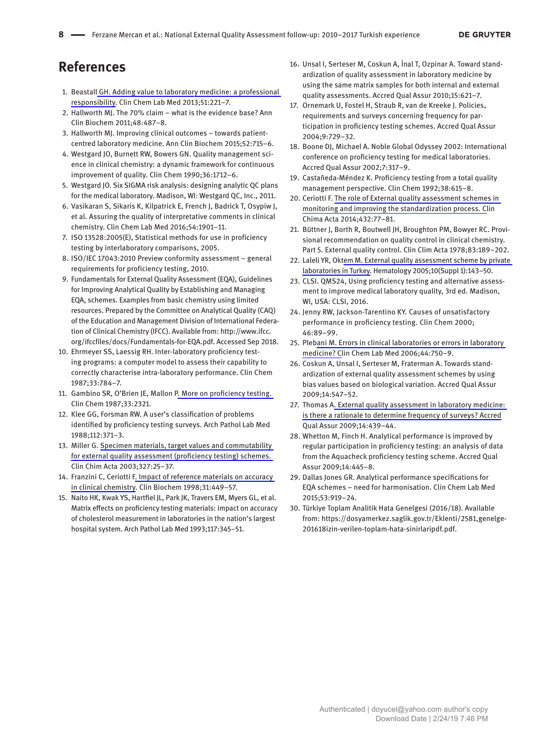## References

1. Beastall GH. Adding value to laboratory medicine: a professional responsibility. Clin Chem Lab Med 2013;51:221–7.
2. Hallworth MJ. The 70% claim – what is the evidence base? Ann Clin Biochem 2011;48:487–8.
3. Hallworth MJ. Improving clinical outcomes – towards patient-centred laboratory medicine. Ann Clin Biochem 2015;52:715–6.
4. Westgard JO, Burnett RW, Bowers GN. Quality management science in clinical chemistry: a dynamic framework for continuous improvement of quality. Clin Chem 1990;36:1712–6.
5. Westgard JO. Six SIGMA risk analysis: designing analytic QC plans for the medical laboratory. Madison, WI: Westgard QC, Inc., 2011.
6. Vasikaran S, Sikaris K, Kilpatrick E, French J, Badrick T, Osypiw J, et al. Assuring the quality of interpretative comments in clinical chemistry. Clin Chem Lab Med 2016;54:1901–11.
7. ISO 13528:2005(E), Statistical methods for use in proficiency testing by interlaboratory comparisons, 2005.
8. ISO/IEC 17043:2010 Preview conformity assessment – general requirements for proficiency testing, 2010.
9. Fundamentals for External Quality Assessment (EQA), Guidelines for Improving Analytical Quality by Establishing and Managing EQA, schemes. Examples from basic chemistry using limited resources. Prepared by the Committee on Analytical Quality (CAQ) of the Education and Management Division of International Federation of Clinical Chemistry (IFCC). Available from: http://www.ifcc.org/ifccfiles/docs/Fundamentals-for-EQA.pdf. Accessed Sep 2018.
10. Ehrmeyer SS, Laessig RH. Inter-laboratory proficiency testing programs: a computer model to assess their capability to correctly characterise intra-laboratory performance. Clin Chem 1987;33:784–7.
11. Gambino SR, O'Brien JE, Mallon P. More on proficiency testing. Clin Chem 1987;33:2321.
12. Klee GG, Forsman RW. A user's classification of problems identified by proficiency testing surveys. Arch Pathol Lab Med 1988;112:371–3.
13. Miller G. Specimen materials, target values and commutability for external quality assessment (proficiency testing) schemes. Clin Chim Acta 2003;327:25–37.
14. Franzini C, Ceriotti F. Impact of reference materials on accuracy in clinical chemistry. Clin Biochem 1998;31:449–57.
15. Naito HK, Kwak YS, Hartfiel JL, Park JK, Travers EM, Myers GL, et al. Matrix effects on proficiency testing materials: impact on accuracy of cholesterol measurement in laboratories in the nation's largest hospital system. Arch Pathol Lab Med 1993;117:345–51.
16. Unsal I, Serteser M, Coskun A, İnal T, Ozpinar A. Toward standardization of quality assessment in laboratory medicine by using the same matrix samples for both internal and external quality assessments. Accred Qual Assur 2010;15:621–7.
17. Ornemark U, Fostel H, Straub R, van de Kreeke J. Policies, requirements and surveys concerning frequency for participation in proficiency testing schemes. Accred Qual Assur 2004;9:729–32.
18. Boone DJ, Michael A. Noble Global Odyssey 2002: International conference on proficiency testing for medical laboratories. Accred Qual Assur 2002;7:317–9.
19. Castañeda-Méndez K. Proficiency testing from a total quality management perspective. Clin Chem 1992;38:615–8.
20. Ceriotti F. The role of External quality assessment schemes in monitoring and improving the standardization process. Clin Chima Acta 2014;432:77–81.
21. Büttner J, Borth R, Boutwell JH, Broughton PM, Bowyer RC. Provisional recommendation on quality control in clinical chemistry. Part 5. External quality control. Clin Clim Acta 1978;83:189–202.
22. Laleli YR, Oktem M. External quality assessment scheme by private laboratories in Turkey. Hematology 2005;10(Suppl 1):143–50.
23. CLSI. QMS24, Using proficiency testing and alternative assessment to improve medical laboratory quality, 3rd ed. Madison, WI, USA: CLSI, 2016.
24. Jenny RW, Jackson-Tarentino KY. Causes of unsatisfactory performance in proficiency testing. Clin Chem 2000; 46:89–99.
25. Plebani M. Errors in clinical laboratories or errors in laboratory medicine? Clin Chem Lab Med 2006;44:750–9.
26. Coskun A, Unsal I, Serteser M, Fraterman A. Towards standardization of external quality assessment schemes by using bias values based on biological variation. Accred Qual Assur 2009;14:547–52.
27. Thomas A. External quality assessment in laboratory medicine: is there a rationale to determine frequency of surveys? Accred Qual Assur 2009;14:439–44.
28. Whetton M, Finch H. Analytical performance is improved by regular participation in proficiency testing: an analysis of data from the Aquacheck proficiency testing scheme. Accred Qual Assur 2009;14:445–8.
29. Dallas Jones GR. Analytical performance specifications for EQA schemes – need for harmonisation. Clin Chem Lab Med 2015;53:919–24.
30. Türkiye Toplam Analitik Hata Genelgesi (2016/18). Available from: https://dosyamerkez.saglik.gov.tr/Eklenti/2581,genelge-201618izin-verilen-toplam-hata-sinirlaripdf.pdf.

Authenticated | doyucel@yahoo.com author's copy
Download Date | 2/24/19 7:46 PM